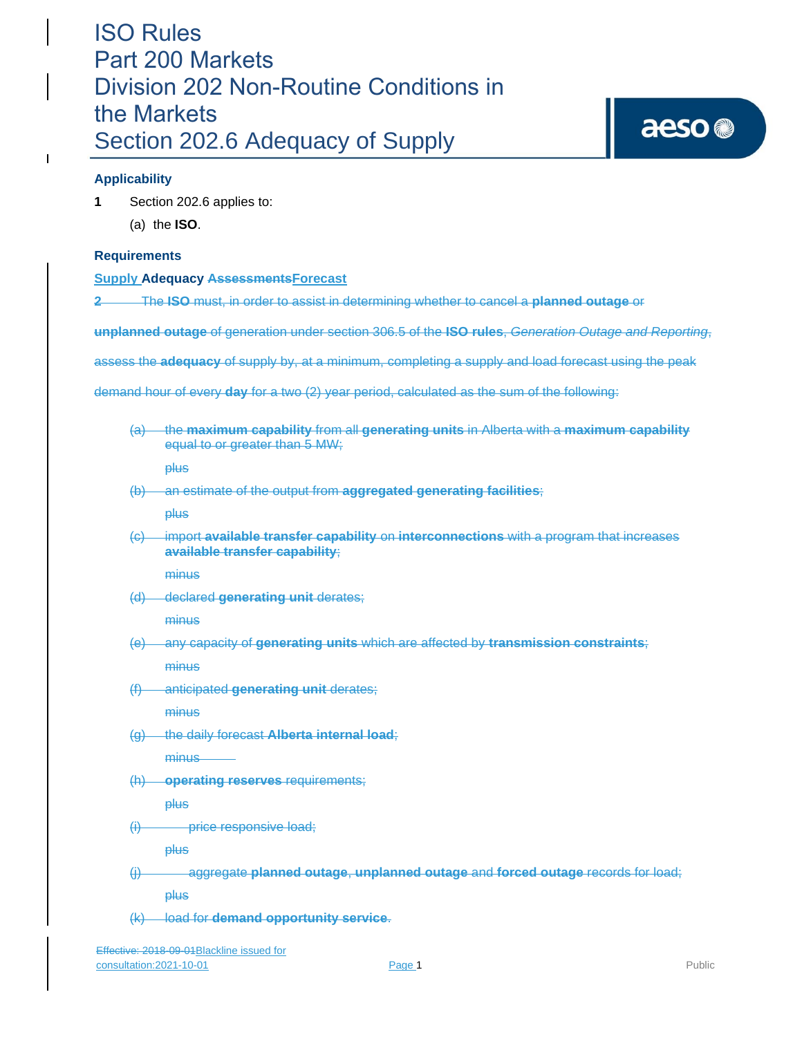# ISO Rules
# Part 200 Markets
# Division 202 Non-Routine Conditions in the Markets
# Section 202.6 Adequacy of Supply

## Applicability

**1** Section 202.6 applies to:

(a) the **ISO**.

## Requirements

### Supply Adequacy ~~Assessments~~Forecast

~~**2** The **ISO** must, in order to assist in determining whether to cancel a **planned outage** or **unplanned outage** of generation under section 306.5 of the **ISO rules**, *Generation Outage and Reporting*, assess the **adequacy** of supply by, at a minimum, completing a supply and load forecast using the peak demand hour of every **day** for a two (2) year period, calculated as the sum of the following:~~

~~(a) the **maximum capability** from all **generating units** in Alberta with a **maximum capability** equal to or greater than 5 MW;~~

~~plus~~

~~(b) an estimate of the output from **aggregated generating facilities**;~~

~~plus~~

~~(c) import **available transfer capability** on **interconnections** with a program that increases **available transfer capability**;~~

~~minus~~

~~(d) declared **generating unit** derates;~~

~~minus~~

~~(e) any capacity of **generating units** which are affected by **transmission constraints**;~~

~~minus~~

~~(f) anticipated **generating unit** derates;~~

~~minus~~

~~(g) the daily forecast **Alberta internal load**;~~

~~minus~~

~~(h) **operating reserves** requirements;~~

~~plus~~

~~(i) price responsive load;~~

~~plus~~

~~(j) aggregate **planned outage**, **unplanned outage** and **forced outage** records for load;~~

~~plus~~

~~(k) load for **demand opportunity service**.~~

~~Effective: 2018-09-01~~Blackline issued for consultation:2021-10-01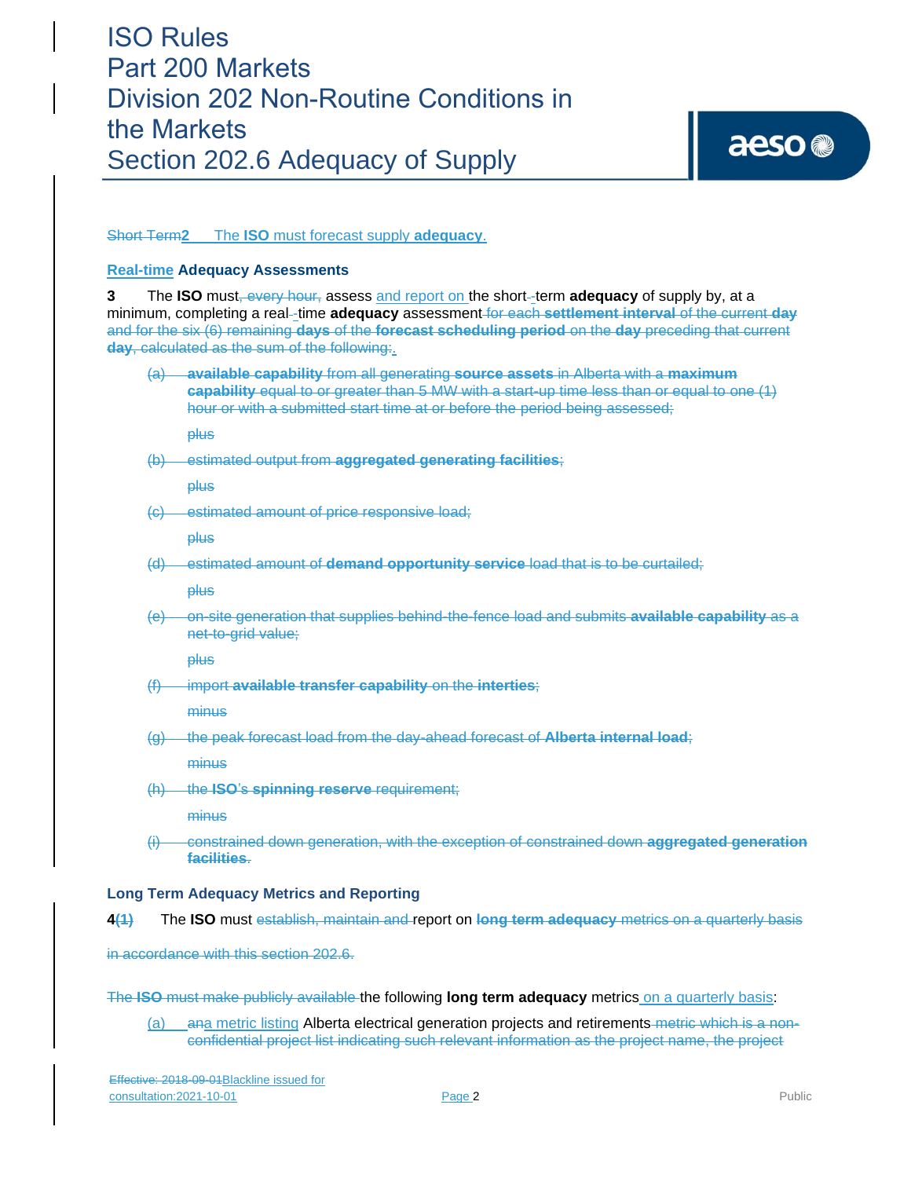Short Term**2** The **ISO** must forecast supply **adequacy**.

### Real-time Adequacy Assessments

**3** The **ISO** must, every hour, assess and report on the short- -term **adequacy** of supply by, at a minimum, completing a real- -time **adequacy** assessment for each **settlement interval** of the current **day** and for the six (6) remaining **days** of the **forecast scheduling period** on the **day** preceding that current **day**, calculated as the sum of the following:.

(a) **available capability** from all generating **source assets** in Alberta with a **maximum capability** equal to or greater than 5 MW with a start-up time less than or equal to one (1) hour or with a submitted start time at or before the period being assessed;

plus

(b) estimated output from **aggregated generating facilities**;

plus

(c) estimated amount of price responsive load;

plus

(d) estimated amount of **demand opportunity service** load that is to be curtailed;

plus

(e) on-site generation that supplies behind-the-fence load and submits **available capability** as a net-to-grid value;

plus

(f) import **available transfer capability** on the **interties**;

minus

(g) the peak forecast load from the day-ahead forecast of **Alberta internal load**;

minus

(h) the **ISO**'s **spinning reserve** requirement;

minus

(i) constrained down generation, with the exception of constrained down **aggregated generation facilities**.

### Long Term Adequacy Metrics and Reporting

**4(1)** The **ISO** must establish, maintain and report on **long term adequacy** metrics on a quarterly basis

in accordance with this section 202.6.

The **ISO** must make publicly available the following **long term adequacy** metrics on a quarterly basis:

(a) ana metric listing Alberta electrical generation projects and retirements metric which is a non-confidential project list indicating such relevant information as the project name, the project

Effective: 2018-09-01Blackline issued for consultation:2021-10-01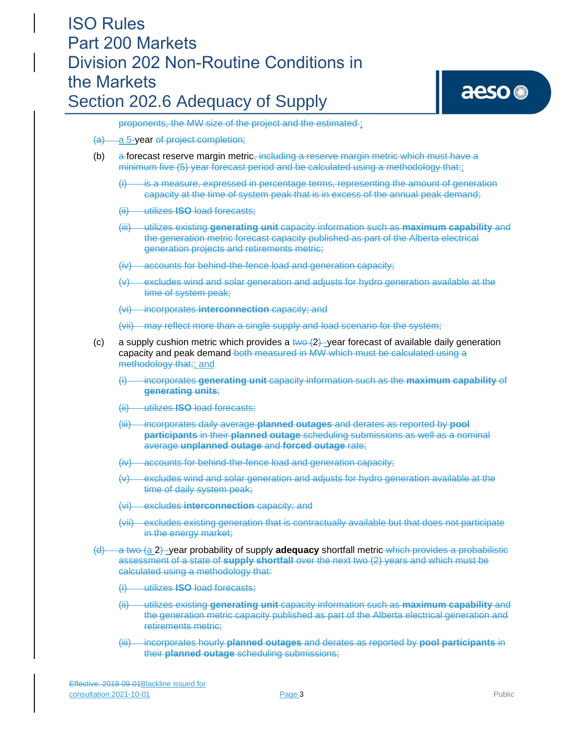proponents, the MW size of the project and the estimated ;

(a) a 5-year of project completion;

(b) a forecast reserve margin metric, including a reserve margin metric which must have a minimum five (5) year forecast period and be calculated using a methodology that:;

(i) is a measure, expressed in percentage terms, representing the amount of generation capacity at the time of system peak that is in excess of the annual peak demand;

(ii) utilizes **ISO** load forecasts;

(iii) utilizes existing **generating unit** capacity information such as **maximum capability** and the generation metric forecast capacity published as part of the Alberta electrical generation projects and retirements metric;

(iv) accounts for behind-the-fence load and generation capacity;

(v) excludes wind and solar generation and adjusts for hydro generation available at the time of system peak;

(vi) incorporates **interconnection** capacity; and

(vii) may reflect more than a single supply and load scenario for the system;

(c) a supply cushion metric which provides a two (2) -year forecast of available daily generation capacity and peak demand both measured in MW which must be calculated using a methodology that:; and

(i) incorporates **generating unit** capacity information such as the **maximum capability** of **generating units**;

(ii) utilizes **ISO** load forecasts;

(iii) incorporates daily average **planned outages** and derates as reported by **pool participants** in their **planned outage** scheduling submissions as well as a nominal average **unplanned outage** and **forced outage** rate;

(iv) accounts for behind-the-fence load and generation capacity;

(v) excludes wind and solar generation and adjusts for hydro generation available at the time of daily system peak;

(vi) excludes **interconnection** capacity; and

(vii) excludes existing generation that is contractually available but that does not participate in the energy market;

(d) a two (a 2) -year probability of supply **adequacy** shortfall metric which provides a probabilistic assessment of a state of **supply shortfall** over the next two (2) years and which must be calculated using a methodology that:

(i) utilizes **ISO** load forecasts;

(ii) utilizes existing **generating unit** capacity information such as **maximum capability** and the generation metric capacity published as part of the Alberta electrical generation and retirements metric;

(iii) incorporates hourly **planned outages** and derates as reported by **pool participants** in their **planned outage** scheduling submissions;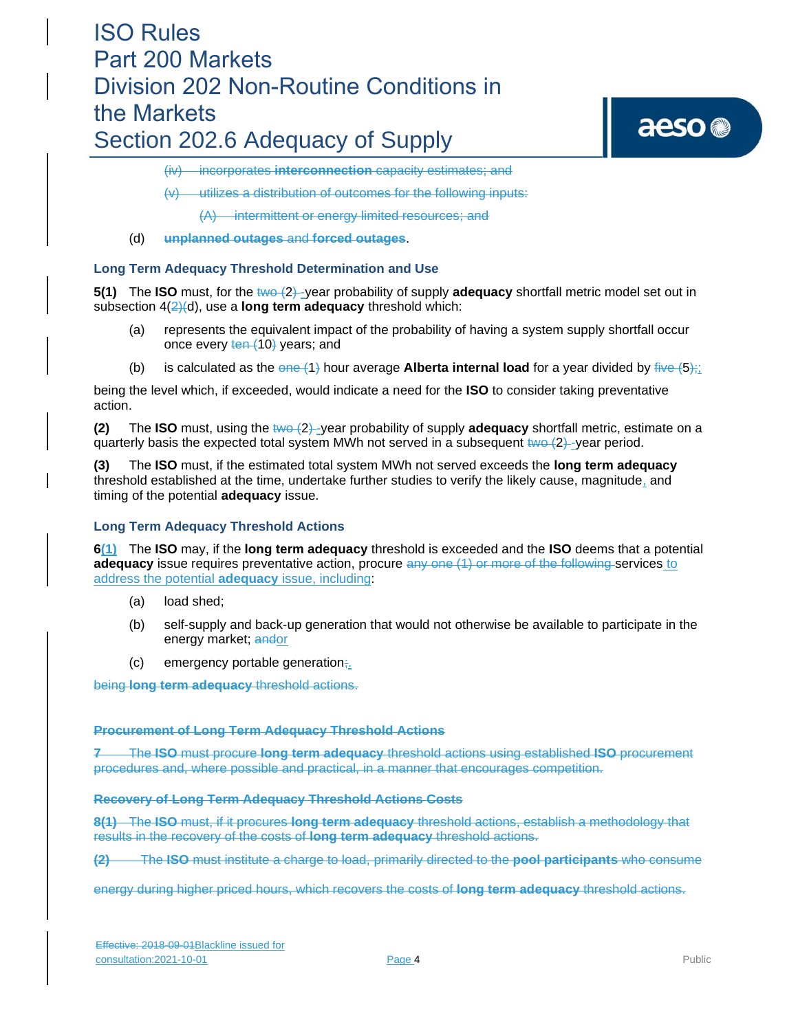(iv) incorporates **interconnection** capacity estimates; and

(v) utilizes a distribution of outcomes for the following inputs:

(A) intermittent or energy limited resources; and

(d) **unplanned outages** and **forced outages**.

### Long Term Adequacy Threshold Determination and Use

**5(1)** The **ISO** must, for the two (2) -year probability of supply **adequacy** shortfall metric model set out in subsection 4(2)(d), use a **long term adequacy** threshold which:

(a) represents the equivalent impact of the probability of having a system supply shortfall occur once every ten (10) years; and

(b) is calculated as the one (1) hour average **Alberta internal load** for a year divided by five (5);,

being the level which, if exceeded, would indicate a need for the **ISO** to consider taking preventative action.

**(2)** The **ISO** must, using the two (2) -year probability of supply **adequacy** shortfall metric, estimate on a quarterly basis the expected total system MWh not served in a subsequent two (2) -year period.

**(3)** The **ISO** must, if the estimated total system MWh not served exceeds the **long term adequacy** threshold established at the time, undertake further studies to verify the likely cause, magnitude, and timing of the potential **adequacy** issue.

### Long Term Adequacy Threshold Actions

**6(1)** The **ISO** may, if the **long term adequacy** threshold is exceeded and the **ISO** deems that a potential **adequacy** issue requires preventative action, procure any one (1) or more of the following services to address the potential **adequacy** issue, including:

(a) load shed;

(b) self-supply and back-up generation that would not otherwise be available to participate in the energy market; andor

(c) emergency portable generation;.

being **long term adequacy** threshold actions.

### Procurement of Long Term Adequacy Threshold Actions

**7** The **ISO** must procure **long term adequacy** threshold actions using established **ISO** procurement procedures and, where possible and practical, in a manner that encourages competition.

### Recovery of Long Term Adequacy Threshold Actions Costs

**8(1)** The **ISO** must, if it procures **long term adequacy** threshold actions, establish a methodology that results in the recovery of the costs of **long term adequacy** threshold actions.

**(2)** The **ISO** must institute a charge to load, primarily directed to the **pool participants** who consume energy during higher priced hours, which recovers the costs of **long term adequacy** threshold actions.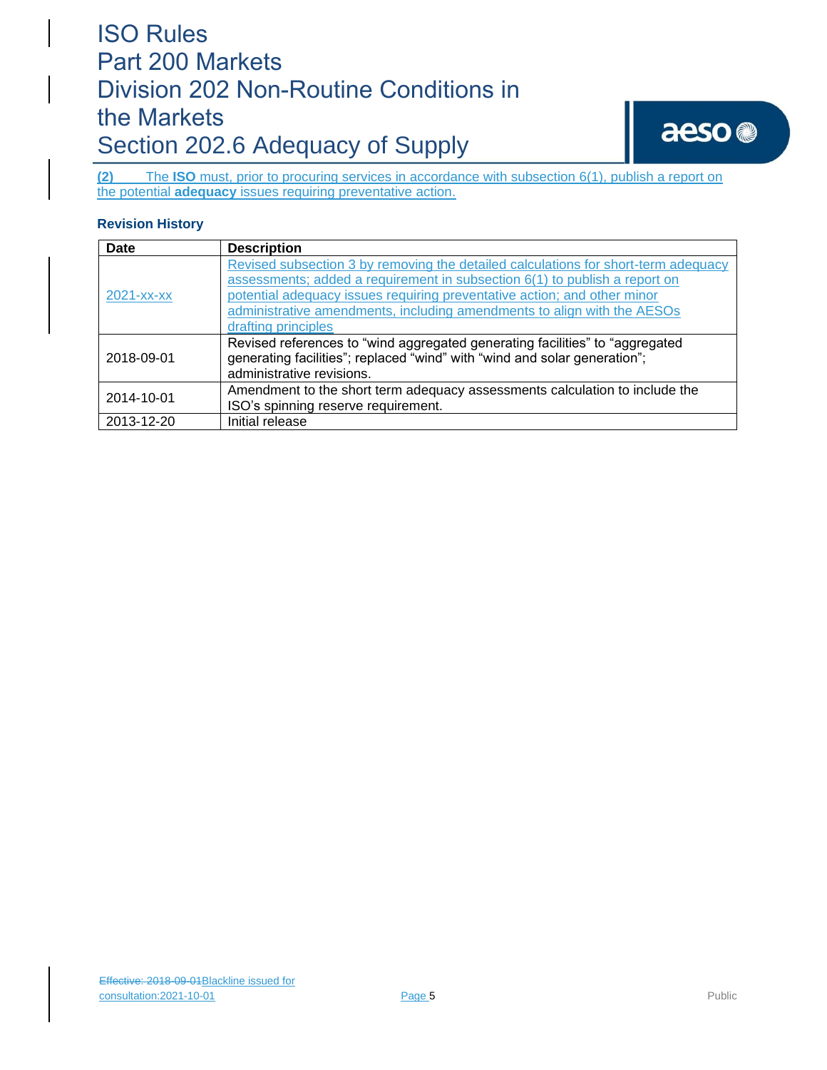**(2)** The **ISO** must, prior to procuring services in accordance with subsection 6(1), publish a report on the potential **adequacy** issues requiring preventative action.

### Revision History

| Date | Description |
|---|---|
| 2021-xx-xx | Revised subsection 3 by removing the detailed calculations for short-term adequacy assessments; added a requirement in subsection 6(1) to publish a report on potential adequacy issues requiring preventative action; and other minor administrative amendments, including amendments to align with the AESOs drafting principles |
| 2018-09-01 | Revised references to "wind aggregated generating facilities" to "aggregated generating facilities"; replaced "wind" with "wind and solar generation"; administrative revisions. |
| 2014-10-01 | Amendment to the short term adequacy assessments calculation to include the ISO's spinning reserve requirement. |
| 2013-12-20 | Initial release |